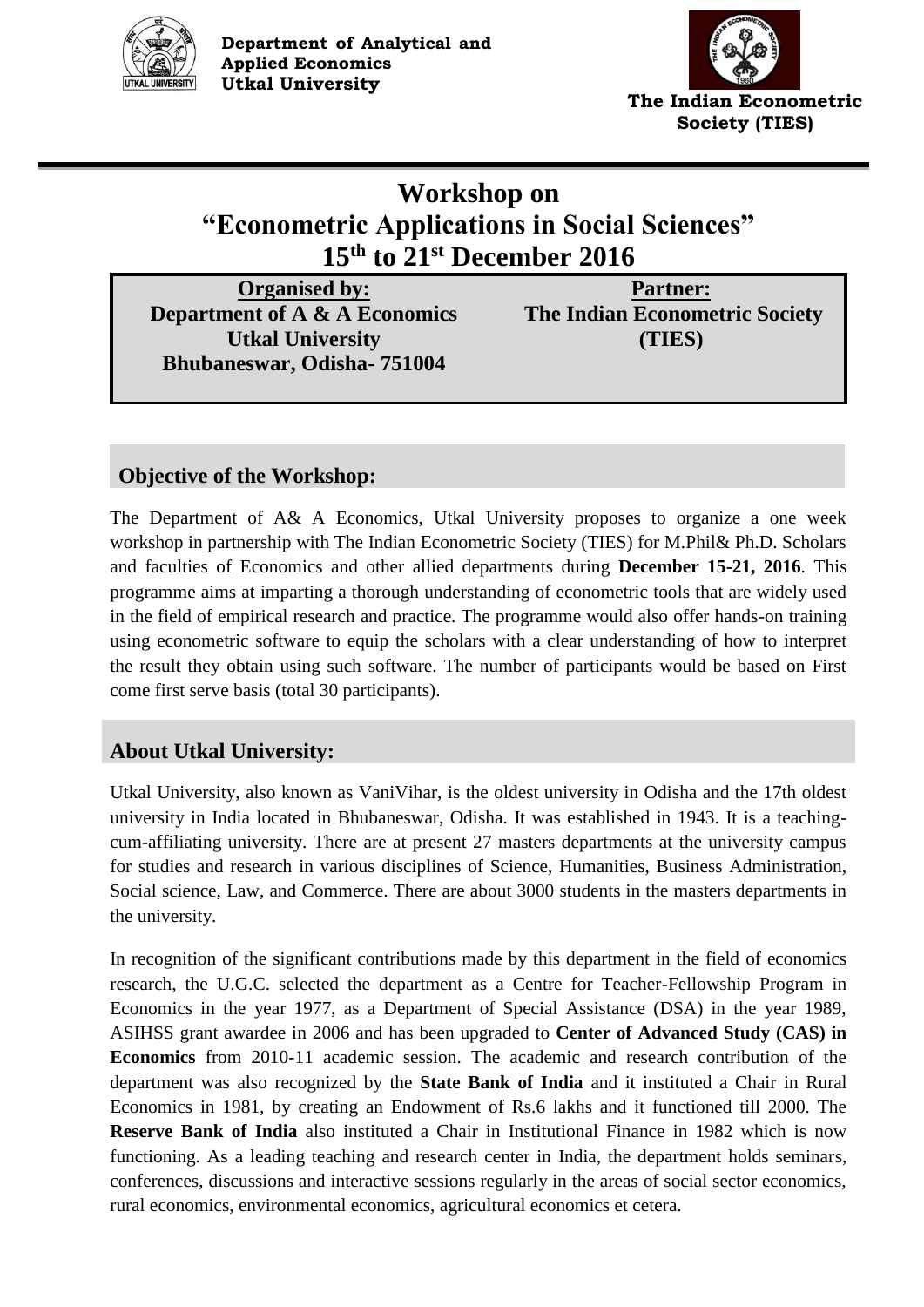**Department of Analytical and Applied Economics**
**Utkal University**

**The Indian Econometric Society (TIES)**

# Workshop on "Econometric Applications in Social Sciences"

# 15th to 21st December 2016

| **Organised by:** | **Partner:** |
|---|---|
| **Department of A & A Economics** | **The Indian Econometric Society** |
| **Utkal University** | **(TIES)** |
| **Bhubaneswar, Odisha- 751004** | |

## Objective of the Workshop:

The Department of A& A Economics, Utkal University proposes to organize a one week workshop in partnership with The Indian Econometric Society (TIES) for M.Phil& Ph.D. Scholars and faculties of Economics and other allied departments during **December 15-21, 2016**. This programme aims at imparting a thorough understanding of econometric tools that are widely used in the field of empirical research and practice. The programme would also offer hands-on training using econometric software to equip the scholars with a clear understanding of how to interpret the result they obtain using such software. The number of participants would be based on First come first serve basis (total 30 participants).

## About Utkal University:

Utkal University, also known as VaniVihar, is the oldest university in Odisha and the 17th oldest university in India located in Bhubaneswar, Odisha. It was established in 1943. It is a teaching-cum-affiliating university. There are at present 27 masters departments at the university campus for studies and research in various disciplines of Science, Humanities, Business Administration, Social science, Law, and Commerce. There are about 3000 students in the masters departments in the university.

In recognition of the significant contributions made by this department in the field of economics research, the U.G.C. selected the department as a Centre for Teacher-Fellowship Program in Economics in the year 1977, as a Department of Special Assistance (DSA) in the year 1989, ASIHSS grant awardee in 2006 and has been upgraded to **Center of Advanced Study (CAS) in Economics** from 2010-11 academic session. The academic and research contribution of the department was also recognized by the **State Bank of India** and it instituted a Chair in Rural Economics in 1981, by creating an Endowment of Rs.6 lakhs and it functioned till 2000. The **Reserve Bank of India** also instituted a Chair in Institutional Finance in 1982 which is now functioning. As a leading teaching and research center in India, the department holds seminars, conferences, discussions and interactive sessions regularly in the areas of social sector economics, rural economics, environmental economics, agricultural economics et cetera.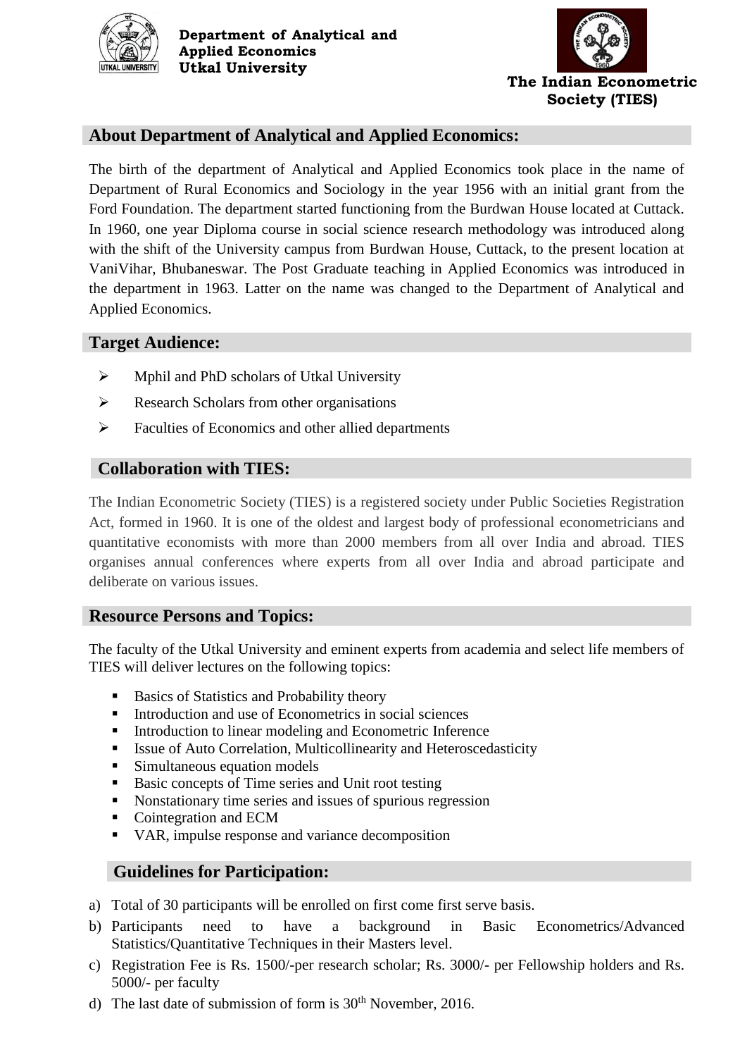**Department of Analytical and Applied Economics**
**Utkal University**

**The Indian Econometric Society (TIES)**

## About Department of Analytical and Applied Economics:

The birth of the department of Analytical and Applied Economics took place in the name of Department of Rural Economics and Sociology in the year 1956 with an initial grant from the Ford Foundation. The department started functioning from the Burdwan House located at Cuttack. In 1960, one year Diploma course in social science research methodology was introduced along with the shift of the University campus from Burdwan House, Cuttack, to the present location at VaniVihar, Bhubaneswar. The Post Graduate teaching in Applied Economics was introduced in the department in 1963. Latter on the name was changed to the Department of Analytical and Applied Economics.

## Target Audience:

- Mphil and PhD scholars of Utkal University
- Research Scholars from other organisations
- Faculties of Economics and other allied departments

## Collaboration with TIES:

The Indian Econometric Society (TIES) is a registered society under Public Societies Registration Act, formed in 1960. It is one of the oldest and largest body of professional econometricians and quantitative economists with more than 2000 members from all over India and abroad. TIES organises annual conferences where experts from all over India and abroad participate and deliberate on various issues.

## Resource Persons and Topics:

The faculty of the Utkal University and eminent experts from academia and select life members of TIES will deliver lectures on the following topics:

- Basics of Statistics and Probability theory
- Introduction and use of Econometrics in social sciences
- Introduction to linear modeling and Econometric Inference
- Issue of Auto Correlation, Multicollinearity and Heteroscedasticity
- Simultaneous equation models
- Basic concepts of Time series and Unit root testing
- Nonstationary time series and issues of spurious regression
- Cointegration and ECM
- VAR, impulse response and variance decomposition

## Guidelines for Participation:

a) Total of 30 participants will be enrolled on first come first serve basis.
b) Participants need to have a background in Basic Econometrics/Advanced Statistics/Quantitative Techniques in their Masters level.
c) Registration Fee is Rs. 1500/-per research scholar; Rs. 3000/- per Fellowship holders and Rs. 5000/- per faculty
d) The last date of submission of form is 30th November, 2016.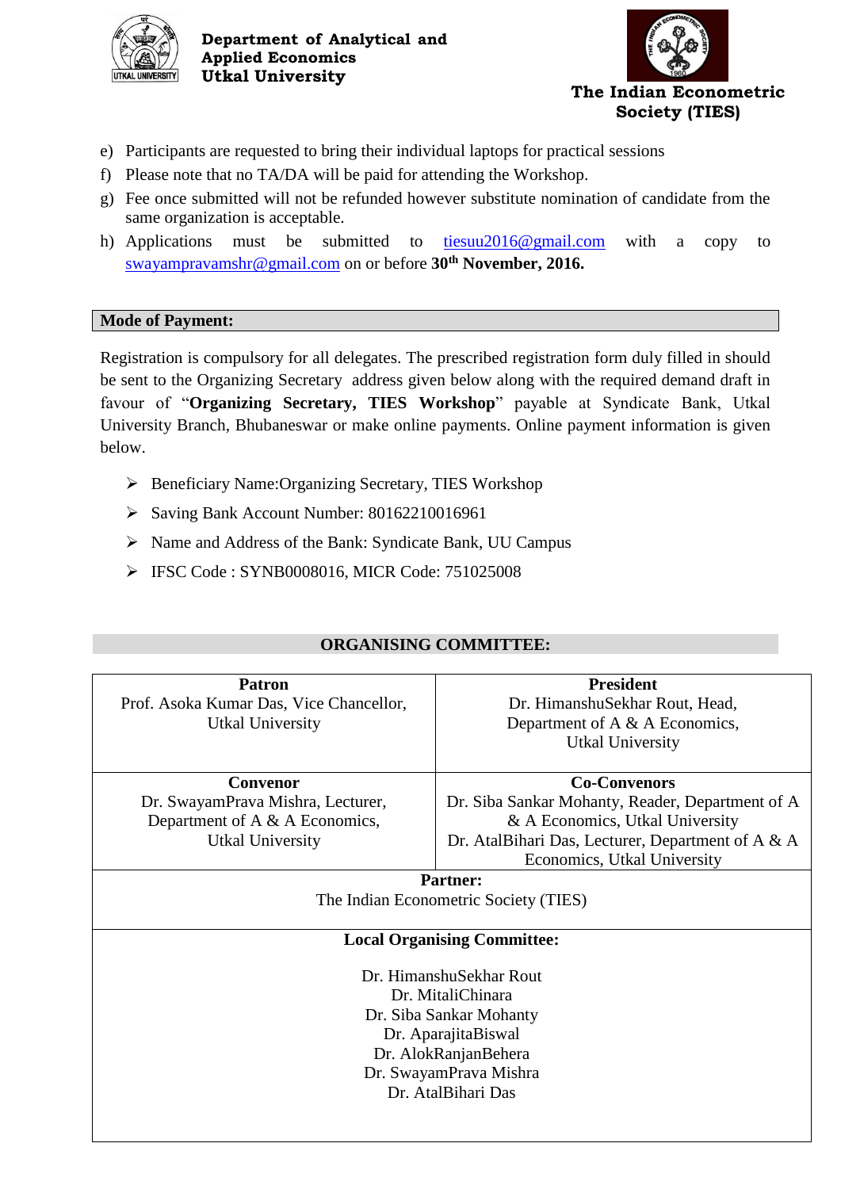e) Participants are requested to bring their individual laptops for practical sessions
f) Please note that no TA/DA will be paid for attending the Workshop.
g) Fee once submitted will not be refunded however substitute nomination of candidate from the same organization is acceptable.
h) Applications must be submitted to tiesuu2016@gmail.com with a copy to swayampravamshr@gmail.com on or before **30th November, 2016.**

## Mode of Payment:

Registration is compulsory for all delegates. The prescribed registration form duly filled in should be sent to the Organizing Secretary address given below along with the required demand draft in favour of "**Organizing Secretary, TIES Workshop**" payable at Syndicate Bank, Utkal University Branch, Bhubaneswar or make online payments. Online payment information is given below.

- Beneficiary Name:Organizing Secretary, TIES Workshop
- Saving Bank Account Number: 80162210016961
- Name and Address of the Bank: Syndicate Bank, UU Campus
- IFSC Code : SYNB0008016, MICR Code: 751025008

## ORGANISING COMMITTEE:

| **Patron**<br>Prof. Asoka Kumar Das, Vice Chancellor, Utkal University | **President**<br>Dr. HimanshuSekhar Rout, Head, Department of A & A Economics, Utkal University |
|---|---|
| **Convenor**<br>Dr. SwayamPrava Mishra, Lecturer, Department of A & A Economics, Utkal University | **Co-Convenors**<br>Dr. Siba Sankar Mohanty, Reader, Department of A & A Economics, Utkal University<br>Dr. AtalBihari Das, Lecturer, Department of A & A Economics, Utkal University |
| **Partner:**<br>The Indian Econometric Society (TIES) | |
| **Local Organising Committee:**<br>Dr. HimanshuSekhar Rout<br>Dr. MitaliChinara<br>Dr. Siba Sankar Mohanty<br>Dr. AparajitaBiswal<br>Dr. AlokRanjanBehera<br>Dr. SwayamPrava Mishra<br>Dr. AtalBihari Das | |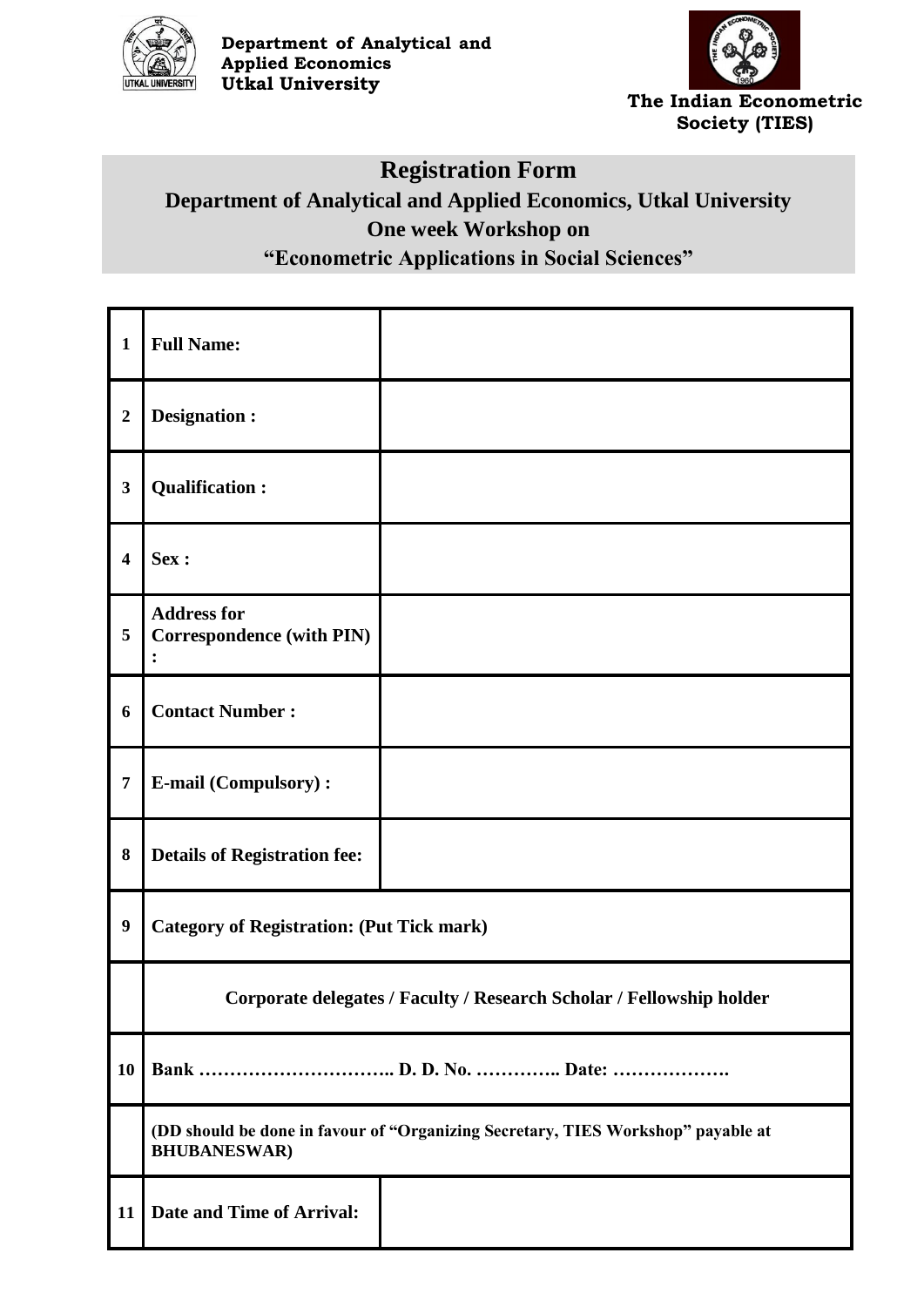**Department of Analytical and Applied Economics**
**Utkal University**

**The Indian Econometric Society (TIES)**

# Registration Form

## Department of Analytical and Applied Economics, Utkal University

## One week Workshop on

## "Econometric Applications in Social Sciences"

| | | |
|---|---|---|
| 1 | **Full Name:** | |
| 2 | **Designation :** | |
| 3 | **Qualification :** | |
| 4 | **Sex :** | |
| 5 | **Address for Correspondence (with PIN) :** | |
| 6 | **Contact Number :** | |
| 7 | **E-mail (Compulsory) :** | |
| 8 | **Details of Registration fee:** | |
| 9 | **Category of Registration: (Put Tick mark)** | |
| | **Corporate delegates / Faculty / Research Scholar / Fellowship holder** | |
| 10 | **Bank ………………………….. D. D. No. ………….. Date: ……………….** | |
| | **(DD should be done in favour of "Organizing Secretary, TIES Workshop" payable at BHUBANESWAR)** | |
| 11 | **Date and Time of Arrival:** | |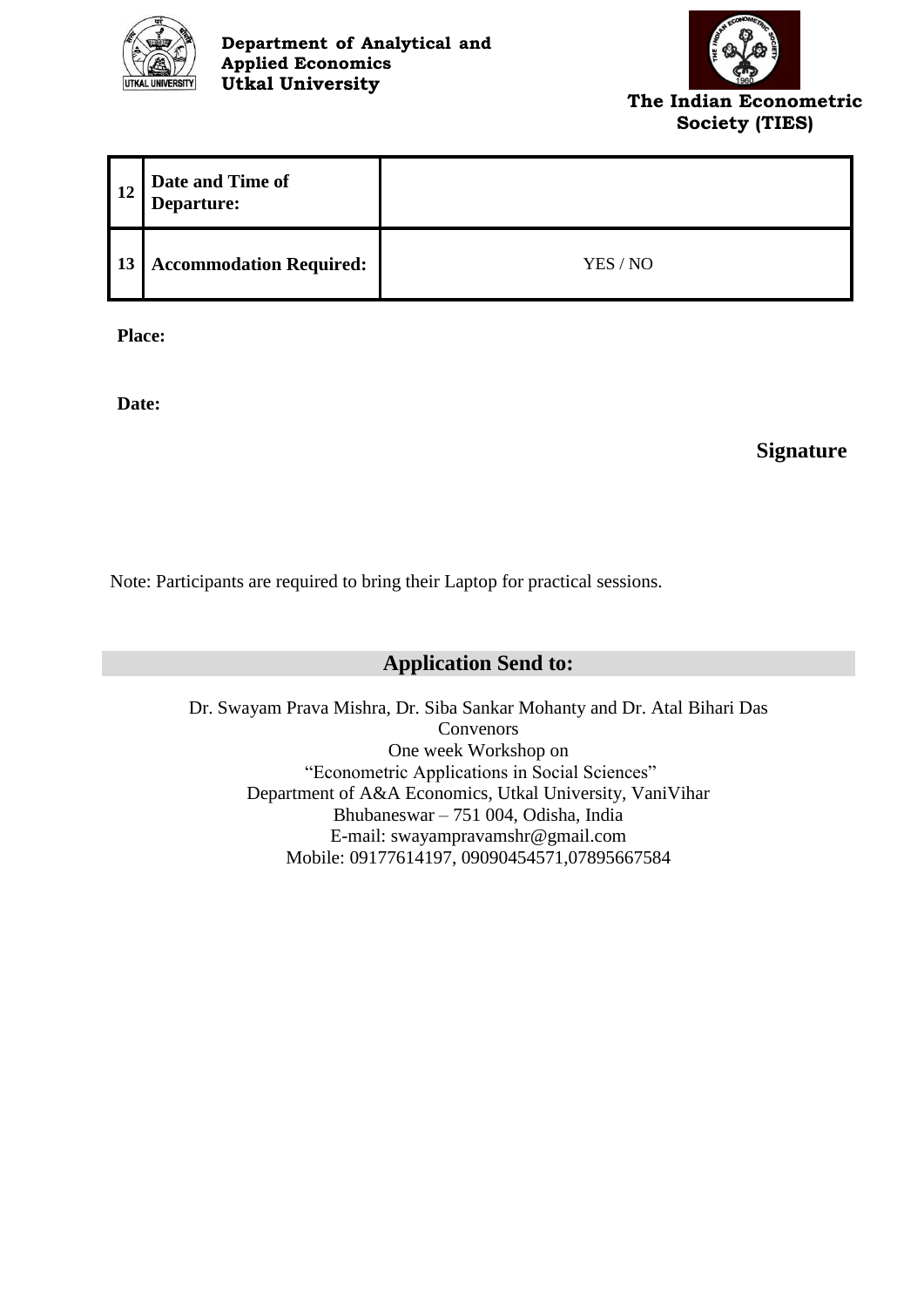| | | |
|---|---|---|
| 12 | **Date and Time of Departure:** | |
| 13 | **Accommodation Required:** | YES / NO |

**Place:**

**Date:**

**Signature**

Note: Participants are required to bring their Laptop for practical sessions.

## Application Send to:

Dr. Swayam Prava Mishra, Dr. Siba Sankar Mohanty and Dr. Atal Bihari Das
Convenors
One week Workshop on
"Econometric Applications in Social Sciences"
Department of A&A Economics, Utkal University, VaniVihar
Bhubaneswar – 751 004, Odisha, India
E-mail: swayampravamshr@gmail.com
Mobile: 09177614197, 09090454571,07895667584